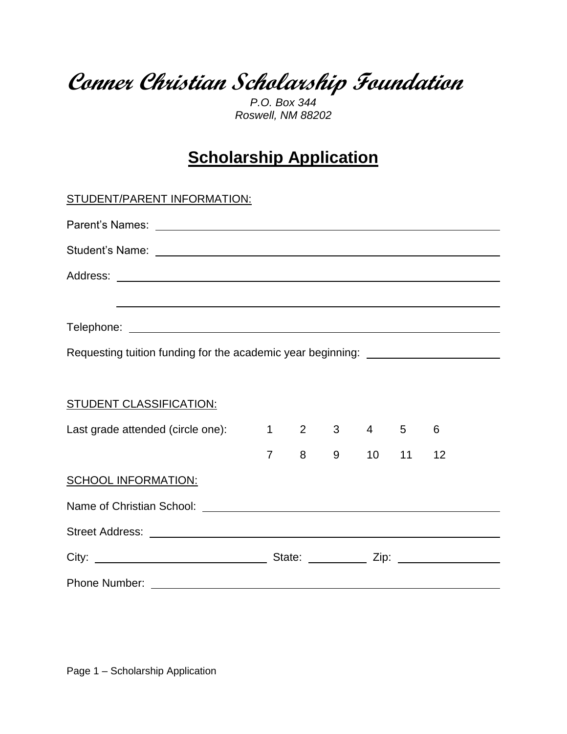# *Conner Christian Scholarship Foundation*

*P.O. Box 344*
*Roswell, NM 88202*

## Scholarship Application

STUDENT/PARENT INFORMATION:

Parent's Names: ______________________________________________

Student's Name: ______________________________________________

Address: ______________________________________________

______________________________________________

Telephone: ______________________________________________

Requesting tuition funding for the academic year beginning: ____________________

STUDENT CLASSIFICATION:

Last grade attended (circle one):

| 1 | 2 | 3 | 4 | 5 | 6 |
|---|---|---|---|---|---|
| 7 | 8 | 9 | 10 | 11 | 12 |

SCHOOL INFORMATION:

Name of Christian School: ______________________________________________

Street Address: ______________________________________________

City: ________________________ State: __________ Zip: ______________

Phone Number: ______________________________________________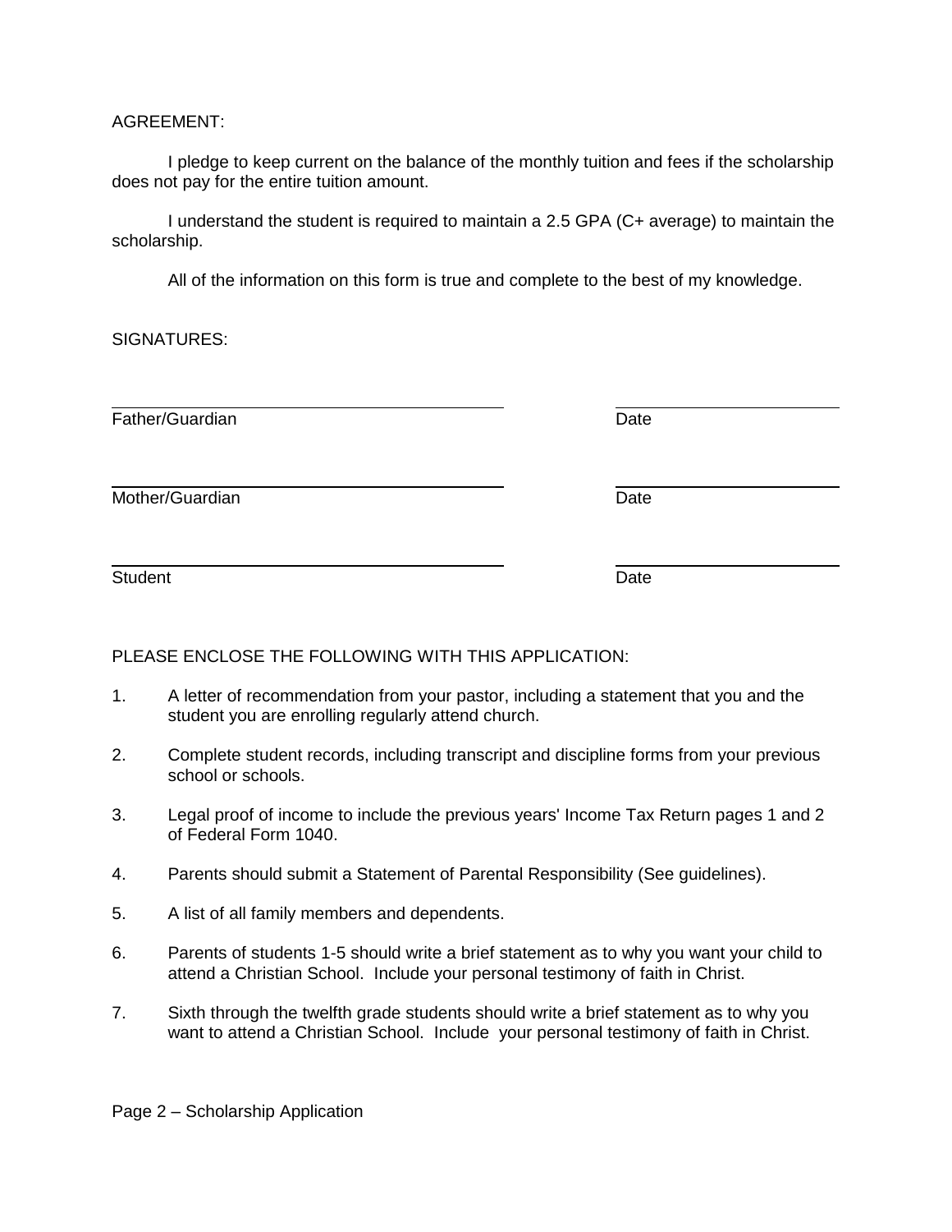AGREEMENT:

I pledge to keep current on the balance of the monthly tuition and fees if the scholarship does not pay for the entire tuition amount.

I understand the student is required to maintain a 2.5 GPA (C+ average) to maintain the scholarship.

All of the information on this form is true and complete to the best of my knowledge.

SIGNATURES:

\_\_\_\_\_\_\_\_\_\_\_\_\_\_\_\_\_\_\_\_\_\_\_\_\_\_\_\_\_\_\_\_\_\_\_\_\_\_\_\_ \_\_\_\_\_\_\_\_\_\_\_\_\_\_\_\_\_\_\_\_\_\_\_\_
Father/Guardian Date

\_\_\_\_\_\_\_\_\_\_\_\_\_\_\_\_\_\_\_\_\_\_\_\_\_\_\_\_\_\_\_\_\_\_\_\_\_\_\_\_ \_\_\_\_\_\_\_\_\_\_\_\_\_\_\_\_\_\_\_\_\_\_\_\_
Mother/Guardian Date

\_\_\_\_\_\_\_\_\_\_\_\_\_\_\_\_\_\_\_\_\_\_\_\_\_\_\_\_\_\_\_\_\_\_\_\_\_\_\_\_ \_\_\_\_\_\_\_\_\_\_\_\_\_\_\_\_\_\_\_\_\_\_\_\_
Student Date

PLEASE ENCLOSE THE FOLLOWING WITH THIS APPLICATION:

1. A letter of recommendation from your pastor, including a statement that you and the student you are enrolling regularly attend church.
2. Complete student records, including transcript and discipline forms from your previous school or schools.
3. Legal proof of income to include the previous years' Income Tax Return pages 1 and 2 of Federal Form 1040.
4. Parents should submit a Statement of Parental Responsibility (See guidelines).
5. A list of all family members and dependents.
6. Parents of students 1-5 should write a brief statement as to why you want your child to attend a Christian School. Include your personal testimony of faith in Christ.
7. Sixth through the twelfth grade students should write a brief statement as to why you want to attend a Christian School. Include your personal testimony of faith in Christ.

Page 2 – Scholarship Application